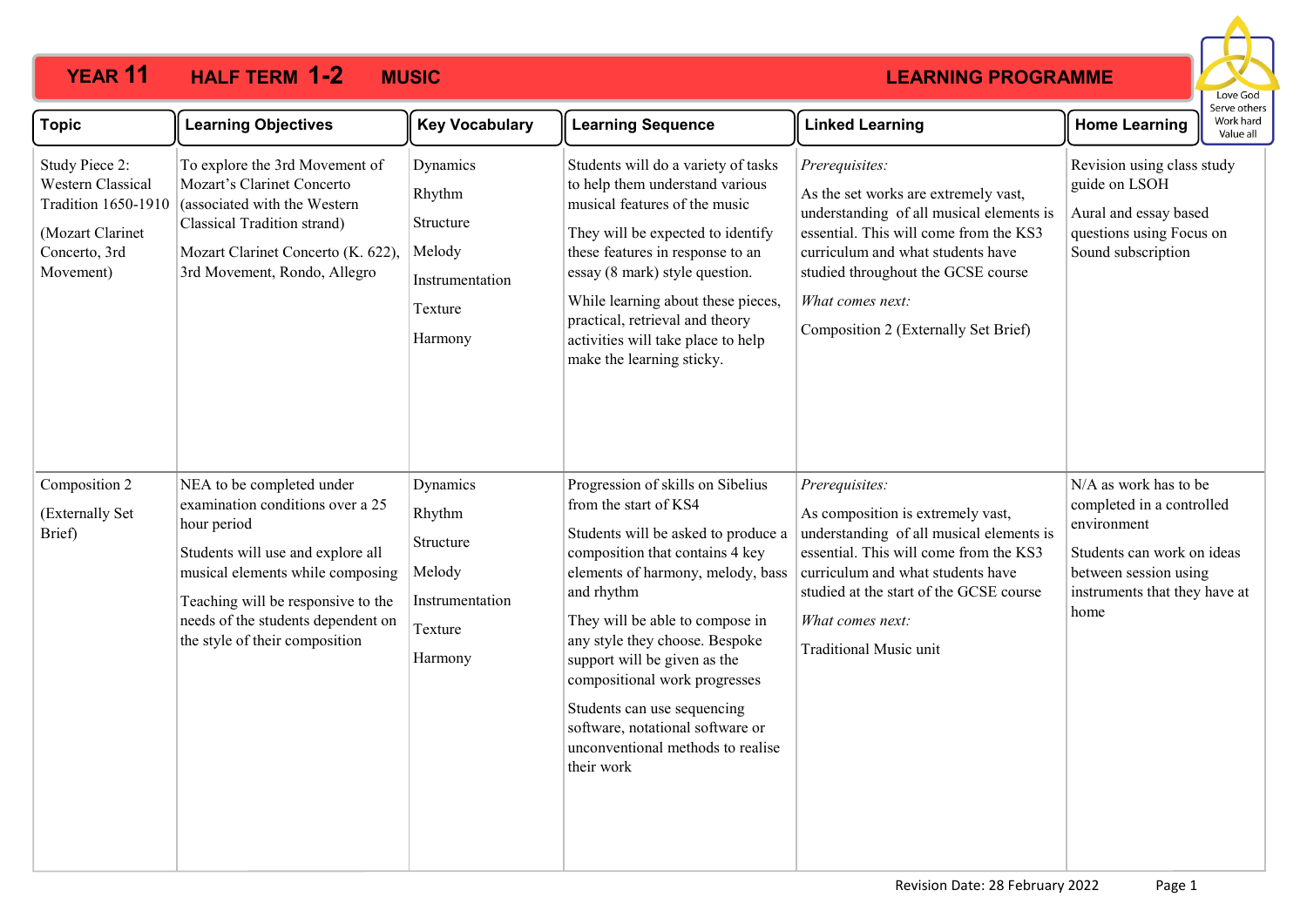# YEAR 11 HALF TERM 1-2 MUSIC LEARNING PROGRAMME

Love God
Serve others
Work hard
Value all

| Topic | Learning Objectives | Key Vocabulary | Learning Sequence | Linked Learning | Home Learning |
|---|---|---|---|---|---|
| Study Piece 2: Western Classical Tradition 1650-1910<br><br>(Mozart Clarinet Concerto, 3rd Movement) | To explore the 3rd Movement of Mozart's Clarinet Concerto (associated with the Western Classical Tradition strand)<br><br>Mozart Clarinet Concerto (K. 622), 3rd Movement, Rondo, Allegro | Dynamics<br><br>Rhythm<br><br>Structure<br><br>Melody<br><br>Instrumentation<br><br>Texture<br><br>Harmony | Students will do a variety of tasks to help them understand various musical features of the music<br><br>They will be expected to identify these features in response to an essay (8 mark) style question.<br><br>While learning about these pieces, practical, retrieval and theory activities will take place to help make the learning sticky. | *Prerequisites:*<br><br>As the set works are extremely vast, understanding of all musical elements is essential. This will come from the KS3 curriculum and what students have studied throughout the GCSE course<br><br>*What comes next:*<br><br>Composition 2 (Externally Set Brief) | Revision using class study guide on LSOH<br><br>Aural and essay based questions using Focus on Sound subscription |
| Composition 2<br><br>(Externally Set Brief) | NEA to be completed under examination conditions over a 25 hour period<br><br>Students will use and explore all musical elements while composing<br><br>Teaching will be responsive to the needs of the students dependent on the style of their composition | Dynamics<br><br>Rhythm<br><br>Structure<br><br>Melody<br><br>Instrumentation<br><br>Texture<br><br>Harmony | Progression of skills on Sibelius from the start of KS4<br><br>Students will be asked to produce a composition that contains 4 key elements of harmony, melody, bass and rhythm<br><br>They will be able to compose in any style they choose. Bespoke support will be given as the compositional work progresses<br><br>Students can use sequencing software, notational software or unconventional methods to realise their work | *Prerequisites:*<br><br>As composition is extremely vast, understanding of all musical elements is essential. This will come from the KS3 curriculum and what students have studied at the start of the GCSE course<br><br>*What comes next:*<br><br>Traditional Music unit | N/A as work has to be completed in a controlled environment<br><br>Students can work on ideas between session using instruments that they have at home |

Revision Date: 28 February 2022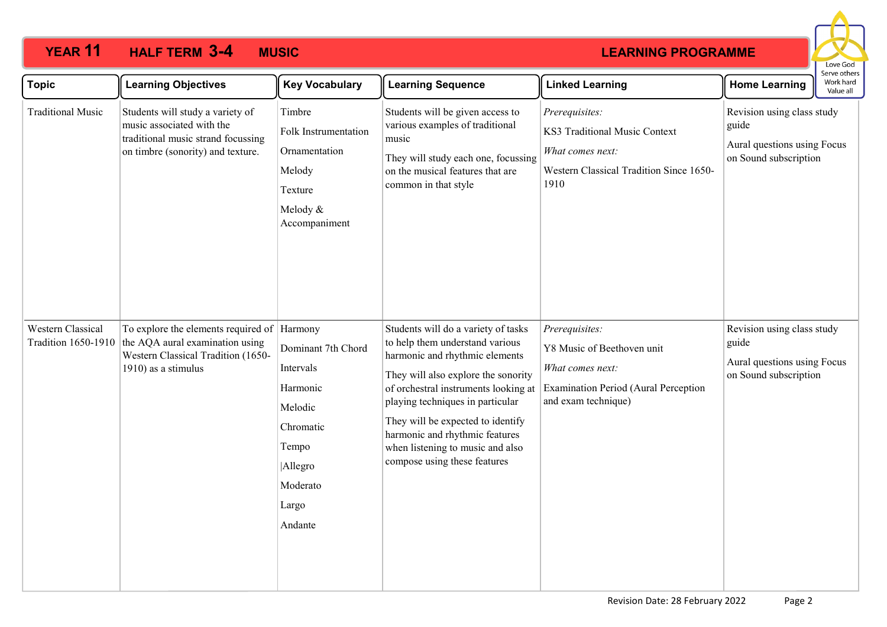# YEAR 11 HALF TERM 3-4 MUSIC — LEARNING PROGRAMME

Love God
Serve others
Work hard
Value all

| Topic | Learning Objectives | Key Vocabulary | Learning Sequence | Linked Learning | Home Learning |
|---|---|---|---|---|---|
| Traditional Music | Students will study a variety of music associated with the traditional music strand focussing on timbre (sonority) and texture. | Timbre<br>Folk Instrumentation<br>Ornamentation<br>Melody<br>Texture<br>Melody & Accompaniment | Students will be given access to various examples of traditional music<br>They will study each one, focussing on the musical features that are common in that style | *Prerequisites:*<br>KS3 Traditional Music Context<br>*What comes next:*<br>Western Classical Tradition Since 1650-1910 | Revision using class study guide<br>Aural questions using Focus on Sound subscription |
| Western Classical Tradition 1650-1910 | To explore the elements required of the AQA aural examination using Western Classical Tradition (1650-1910) as a stimulus | Harmony<br>Dominant 7th Chord<br>Intervals<br>Harmonic<br>Melodic<br>Chromatic<br>Tempo<br>\|Allegro<br>Moderato<br>Largo<br>Andante | Students will do a variety of tasks to help them understand various harmonic and rhythmic elements<br>They will also explore the sonority of orchestral instruments looking at playing techniques in particular<br>They will be expected to identify harmonic and rhythmic features when listening to music and also compose using these features | *Prerequisites:*<br>Y8 Music of Beethoven unit<br>*What comes next:*<br>Examination Period (Aural Perception and exam technique) | Revision using class study guide<br>Aural questions using Focus on Sound subscription |

Revision Date: 28 February 2022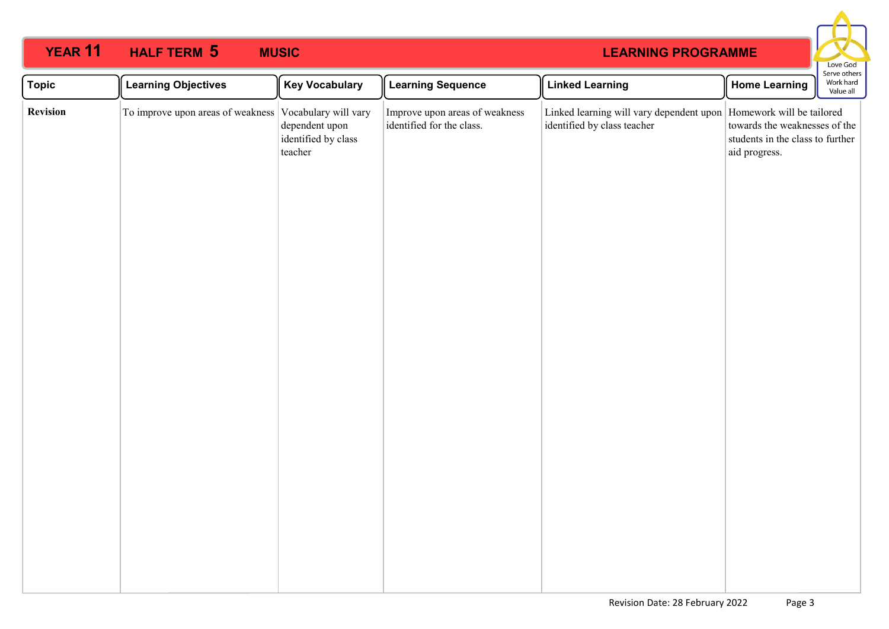# YEAR 11 HALF TERM 5 MUSIC LEARNING PROGRAMME

Love God
Serve others
Work hard
Value all

| Topic | Learning Objectives | Key Vocabulary | Learning Sequence | Linked Learning | Home Learning |
|---|---|---|---|---|---|
| **Revision** | To improve upon areas of weakness | Vocabulary will vary dependent upon identified by class teacher | Improve upon areas of weakness identified for the class. | Linked learning will vary dependent upon identified by class teacher | Homework will be tailored towards the weaknesses of the students in the class to further aid progress. |

Revision Date: 28 February 2022